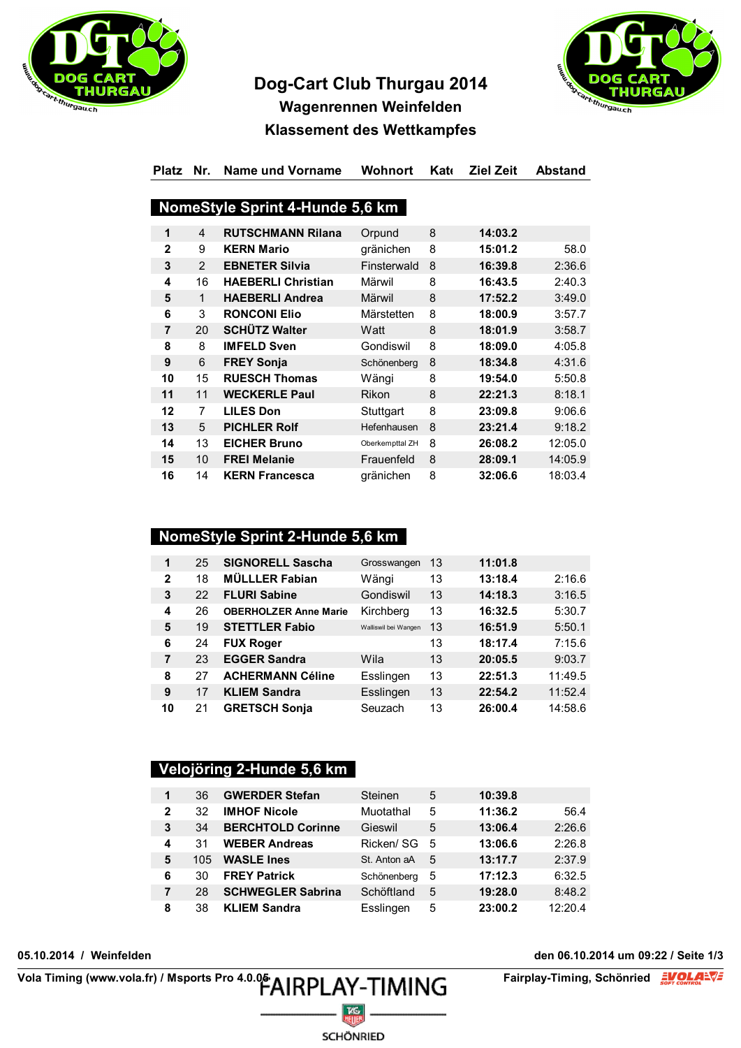# Dog-Cart Club Thurgau 2014

## Wagenrennen Weinfelden

## Klassement des Wettkampfes

### NomeStyle Sprint 4-Hunde 5,6 km

| Platz | Nr. | Name und Vorname | Wohnort | Kate | Ziel Zeit | Abstand |
|---|---|---|---|---|---|---|
| 1 | 4 | **RUTSCHMANN Rilana** | Orpund | 8 | **14:03.2** | |
| 2 | 9 | **KERN Mario** | gränichen | 8 | **15:01.2** | 58.0 |
| 3 | 2 | **EBNETER Silvia** | Finsterwald | 8 | **16:39.8** | 2:36.6 |
| 4 | 16 | **HAEBERLI Christian** | Märwil | 8 | **16:43.5** | 2:40.3 |
| 5 | 1 | **HAEBERLI Andrea** | Märwil | 8 | **17:52.2** | 3:49.0 |
| 6 | 3 | **RONCONI Elio** | Märstetten | 8 | **18:00.9** | 3:57.7 |
| 7 | 20 | **SCHÜTZ Walter** | Watt | 8 | **18:01.9** | 3:58.7 |
| 8 | 8 | **IMFELD Sven** | Gondiswil | 8 | **18:09.0** | 4:05.8 |
| 9 | 6 | **FREY Sonja** | Schönenberg | 8 | **18:34.8** | 4:31.6 |
| 10 | 15 | **RUESCH Thomas** | Wängi | 8 | **19:54.0** | 5:50.8 |
| 11 | 11 | **WECKERLE Paul** | Rikon | 8 | **22:21.3** | 8:18.1 |
| 12 | 7 | **LILES Don** | Stuttgart | 8 | **23:09.8** | 9:06.6 |
| 13 | 5 | **PICHLER Rolf** | Hefenhausen | 8 | **23:21.4** | 9:18.2 |
| 14 | 13 | **EICHER Bruno** | Oberkempttal ZH | 8 | **26:08.2** | 12:05.0 |
| 15 | 10 | **FREI Melanie** | Frauenfeld | 8 | **28:09.1** | 14:05.9 |
| 16 | 14 | **KERN Francesca** | gränichen | 8 | **32:06.6** | 18:03.4 |

### NomeStyle Sprint 2-Hunde 5,6 km

| Platz | Nr. | Name und Vorname | Wohnort | Kate | Ziel Zeit | Abstand |
|---|---|---|---|---|---|---|
| 1 | 25 | **SIGNORELL Sascha** | Grosswangen | 13 | **11:01.8** | |
| 2 | 18 | **MÜLLLER Fabian** | Wängi | 13 | **13:18.4** | 2:16.6 |
| 3 | 22 | **FLURI Sabine** | Gondiswil | 13 | **14:18.3** | 3:16.5 |
| 4 | 26 | **OBERHOLZER Anne Marie** | Kirchberg | 13 | **16:32.5** | 5:30.7 |
| 5 | 19 | **STETTLER Fabio** | Walliswil bei Wangen | 13 | **16:51.9** | 5:50.1 |
| 6 | 24 | **FUX Roger** | | 13 | **18:17.4** | 7:15.6 |
| 7 | 23 | **EGGER Sandra** | Wila | 13 | **20:05.5** | 9:03.7 |
| 8 | 27 | **ACHERMANN Céline** | Esslingen | 13 | **22:51.3** | 11:49.5 |
| 9 | 17 | **KLIEM Sandra** | Esslingen | 13 | **22:54.2** | 11:52.4 |
| 10 | 21 | **GRETSCH Sonja** | Seuzach | 13 | **26:00.4** | 14:58.6 |

### Velojöring 2-Hunde 5,6 km

| Platz | Nr. | Name und Vorname | Wohnort | Kate | Ziel Zeit | Abstand |
|---|---|---|---|---|---|---|
| 1 | 36 | **GWERDER Stefan** | Steinen | 5 | **10:39.8** | |
| 2 | 32 | **IMHOF Nicole** | Muotathal | 5 | **11:36.2** | 56.4 |
| 3 | 34 | **BERCHTOLD Corinne** | Gieswil | 5 | **13:06.4** | 2:26.6 |
| 4 | 31 | **WEBER Andreas** | Ricken/ SG | 5 | **13:06.6** | 2:26.8 |
| 5 | 105 | **WASLE Ines** | St. Anton aA | 5 | **13:17.7** | 2:37.9 |
| 6 | 30 | **FREY Patrick** | Schönenberg | 5 | **17:12.3** | 6:32.5 |
| 7 | 28 | **SCHWEGLER Sabrina** | Schöftland | 5 | **19:28.0** | 8:48.2 |
| 8 | 38 | **KLIEM Sandra** | Esslingen | 5 | **23:00.2** | 12:20.4 |

**05.10.2014 / Weinfelden** — **den 06.10.2014 um 09:22**

**Vola Timing (www.vola.fr) / Msports Pro 4.0.05** — FAIRPLAY-TIMING SCHÖNRIED — **Fairplay-Timing, Schönried**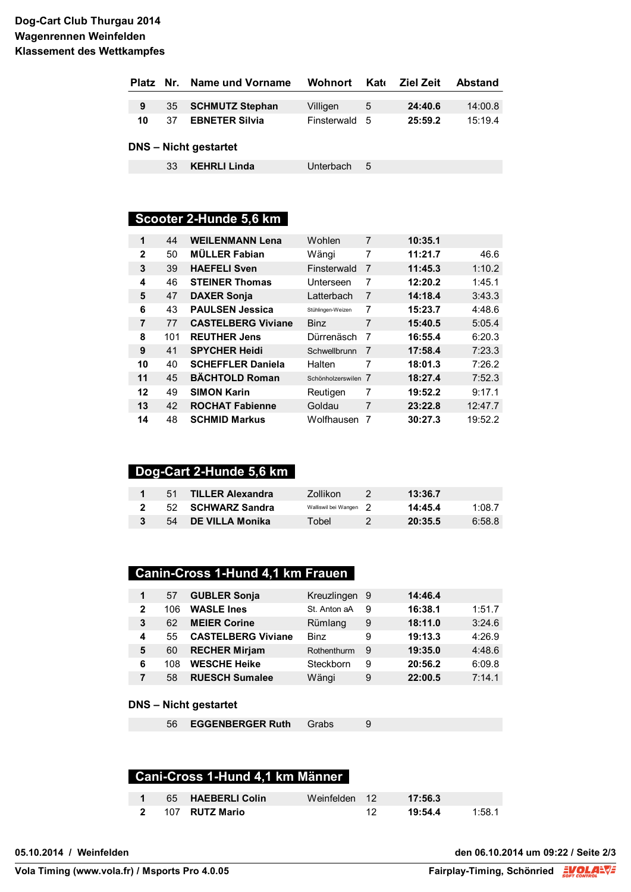# Dog-Cart Club Thurgau 2014
## Wagenrennen Weinfelden
## Klassement des Wettkampfes

| Platz | Nr. | Name und Vorname | Wohnort | Kate | Ziel Zeit | Abstand |
|---|---|---|---|---|---|---|
| **9** | 35 | **SCHMUTZ Stephan** | Villigen | 5 | **24:40.6** | 14:00.8 |
| **10** | 37 | **EBNETER Silvia** | Finsterwald | 5 | **25:59.2** | 15:19.4 |

**DNS – Nicht gestartet**

| Platz | Nr. | Name und Vorname | Wohnort | Kate | Ziel Zeit | Abstand |
|---|---|---|---|---|---|---|
| | 33 | **KEHRLI Linda** | Unterbach | 5 | | |

## Scooter 2-Hunde 5,6 km

| Platz | Nr. | Name und Vorname | Wohnort | Kate | Ziel Zeit | Abstand |
|---|---|---|---|---|---|---|
| **1** | 44 | **WEILENMANN Lena** | Wohlen | 7 | **10:35.1** | |
| **2** | 50 | **MÜLLER Fabian** | Wängi | 7 | **11:21.7** | 46.6 |
| **3** | 39 | **HAEFELI Sven** | Finsterwald | 7 | **11:45.3** | 1:10.2 |
| **4** | 46 | **STEINER Thomas** | Unterseen | 7 | **12:20.2** | 1:45.1 |
| **5** | 47 | **DAXER Sonja** | Latterbach | 7 | **14:18.4** | 3:43.3 |
| **6** | 43 | **PAULSEN Jessica** | Stühlingen-Weizen | 7 | **15:23.7** | 4:48.6 |
| **7** | 77 | **CASTELBERG Viviane** | Binz | 7 | **15:40.5** | 5:05.4 |
| **8** | 101 | **REUTHER Jens** | Dürrenäsch | 7 | **16:55.4** | 6:20.3 |
| **9** | 41 | **SPYCHER Heidi** | Schwellbrunn | 7 | **17:58.4** | 7:23.3 |
| **10** | 40 | **SCHEFFLER Daniela** | Halten | 7 | **18:01.3** | 7:26.2 |
| **11** | 45 | **BÄCHTOLD Roman** | Schönholzerswilen | 7 | **18:27.4** | 7:52.3 |
| **12** | 49 | **SIMON Karin** | Reutigen | 7 | **19:52.2** | 9:17.1 |
| **13** | 42 | **ROCHAT Fabienne** | Goldau | 7 | **23:22.8** | 12:47.7 |
| **14** | 48 | **SCHMID Markus** | Wolfhausen | 7 | **30:27.3** | 19:52.2 |

## Dog-Cart 2-Hunde 5,6 km

| Platz | Nr. | Name und Vorname | Wohnort | Kate | Ziel Zeit | Abstand |
|---|---|---|---|---|---|---|
| **1** | 51 | **TILLER Alexandra** | Zollikon | 2 | **13:36.7** | |
| **2** | 52 | **SCHWARZ Sandra** | Walliswil bei Wangen | 2 | **14:45.4** | 1:08.7 |
| **3** | 54 | **DE VILLA Monika** | Tobel | 2 | **20:35.5** | 6:58.8 |

## Canin-Cross 1-Hund 4,1 km Frauen

| Platz | Nr. | Name und Vorname | Wohnort | Kate | Ziel Zeit | Abstand |
|---|---|---|---|---|---|---|
| **1** | 57 | **GUBLER Sonja** | Kreuzlingen | 9 | **14:46.4** | |
| **2** | 106 | **WASLE Ines** | St. Anton aA | 9 | **16:38.1** | 1:51.7 |
| **3** | 62 | **MEIER Corine** | Rümlang | 9 | **18:11.0** | 3:24.6 |
| **4** | 55 | **CASTELBERG Viviane** | Binz | 9 | **19:13.3** | 4:26.9 |
| **5** | 60 | **RECHER Mirjam** | Rothenthurm | 9 | **19:35.0** | 4:48.6 |
| **6** | 108 | **WESCHE Heike** | Steckborn | 9 | **20:56.2** | 6:09.8 |
| **7** | 58 | **RUESCH Sumalee** | Wängi | 9 | **22:00.5** | 7:14.1 |

**DNS – Nicht gestartet**

| Platz | Nr. | Name und Vorname | Wohnort | Kate | Ziel Zeit | Abstand |
|---|---|---|---|---|---|---|
| | 56 | **EGGENBERGER Ruth** | Grabs | 9 | | |

## Cani-Cross 1-Hund 4,1 km Männer

| Platz | Nr. | Name und Vorname | Wohnort | Kate | Ziel Zeit | Abstand |
|---|---|---|---|---|---|---|
| **1** | 65 | **HAEBERLI Colin** | Weinfelden | 12 | **17:56.3** | |
| **2** | 107 | **RUTZ Mario** | | 12 | **19:54.4** | 1:58.1 |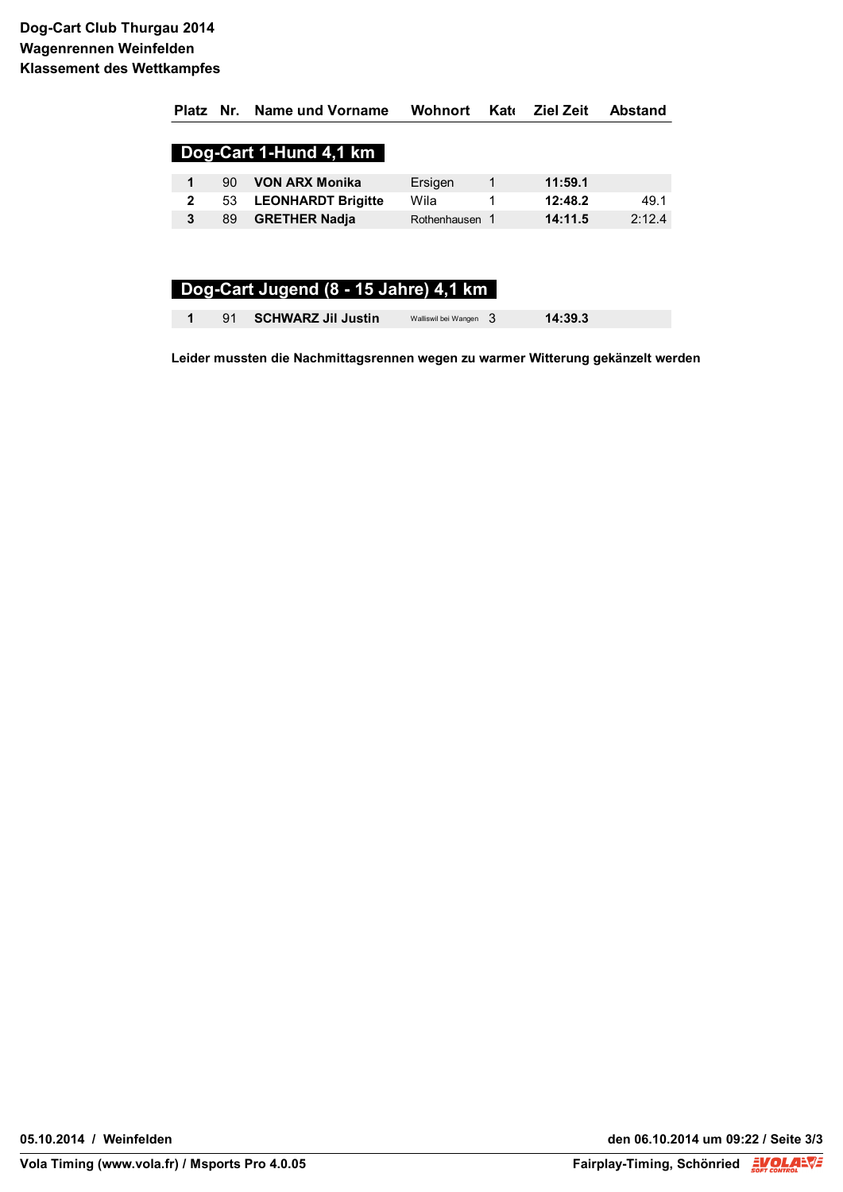**Dog-Cart Club Thurgau 2014**
**Wagenrennen Weinfelden**
**Klassement des Wettkampfes**

| Platz | Nr. | Name und Vorname | Wohnort | Kate | Ziel Zeit | Abstand |
|---|---|---|---|---|---|---|
| **Dog-Cart 1-Hund 4,1 km** | | | | | | |
| **1** | 90 | **VON ARX Monika** | Ersigen | 1 | **11:59.1** | |
| **2** | 53 | **LEONHARDT Brigitte** | Wila | 1 | **12:48.2** | 49.1 |
| **3** | 89 | **GRETHER Nadja** | Rothenhausen | 1 | **14:11.5** | 2:12.4 |
| **Dog-Cart Jugend (8 - 15 Jahre) 4,1 km** | | | | | | |
| **1** | 91 | **SCHWARZ Jil Justin** | Walliswil bei Wangen | 3 | **14:39.3** | |

**Leider mussten die Nachmittagsrennen wegen zu warmer Witterung gekänzelt werden**

**05.10.2014 / Weinfelden** — **den 06.10.2014 um 09:22**

**Vola Timing (www.vola.fr) / Msports Pro 4.0.05** — **Fairplay-Timing, Schönried**